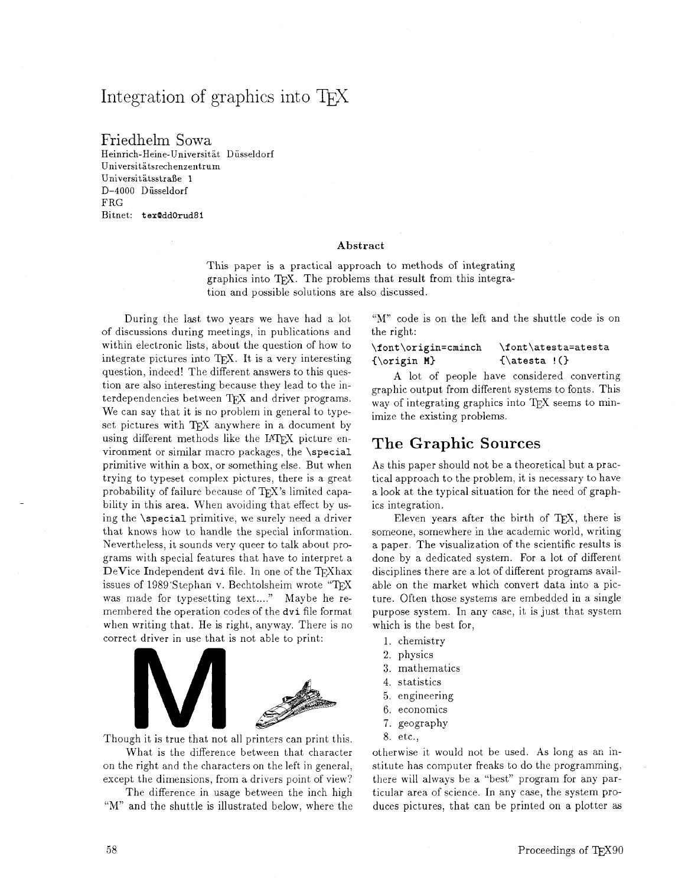# Integration of graphics into TEX

## Friedhelm Sowa

Heinrich-Heine-Universität Düsseldorf
Universitätsrechenzentrum
Universitätsstraße 1
D-4000 Düsseldorf
FRG
Bitnet: `tex@dd0rud81`

### Abstract

This paper is a practical approach to methods of integrating graphics into TEX. The problems that result from this integration and possible solutions are also discussed.

During the last two years we have had a lot of discussions during meetings, in publications and within electronic lists, about the question of how to integrate pictures into TEX. It is a very interesting question, indeed! The different answers to this question are also interesting because they lead to the interdependencies between TEX and driver programs. We can say that it is no problem in general to typeset pictures with TEX anywhere in a document by using different methods like the LATEX picture environment or similar macro packages, the `\special` primitive within a box, or something else. But when trying to typeset complex pictures, there is a great probability of failure because of TEX's limited capability in this area. When avoiding that effect by using the `\special` primitive, we surely need a driver that knows how to handle the special information. Nevertheless, it sounds very queer to talk about programs with special features that have to interpret a DeVice Independent `dvi` file. In one of the TEXhax issues of 1989 Stephan v. Bechtolsheim wrote "TEX was made for typesetting text...." Maybe he remembered the operation codes of the `dvi` file format when writing that. He is right, anyway. There is no correct driver in use that is not able to print:

Though it is true that not all printers can print this.

What is the difference between that character on the right and the characters on the left in general, except the dimensions, from a drivers point of view?

The difference in usage between the inch high "M" and the shuttle is illustrated below, where the "M" code is on the left and the shuttle code is on the right:

```
\font\origin=cminch   \font\atesta=atesta
{\origin M}           {\atesta !(}
```

A lot of people have considered converting graphic output from different systems to fonts. This way of integrating graphics into TEX seems to minimize the existing problems.

## The Graphic Sources

As this paper should not be a theoretical but a practical approach to the problem, it is necessary to have a look at the typical situation for the need of graphics integration.

Eleven years after the birth of TEX, there is someone, somewhere in the academic world, writing a paper. The visualization of the scientific results is done by a dedicated system. For a lot of different disciplines there are a lot of different programs available on the market which convert data into a picture. Often those systems are embedded in a single purpose system. In any case, it is just that system which is the best for,

1. chemistry
2. physics
3. mathematics
4. statistics
5. engineering
6. economics
7. geography
8. etc.,

otherwise it would not be used. As long as an institute has computer freaks to do the programming, there will always be a "best" program for any particular area of science. In any case, the system produces pictures, that can be printed on a plotter as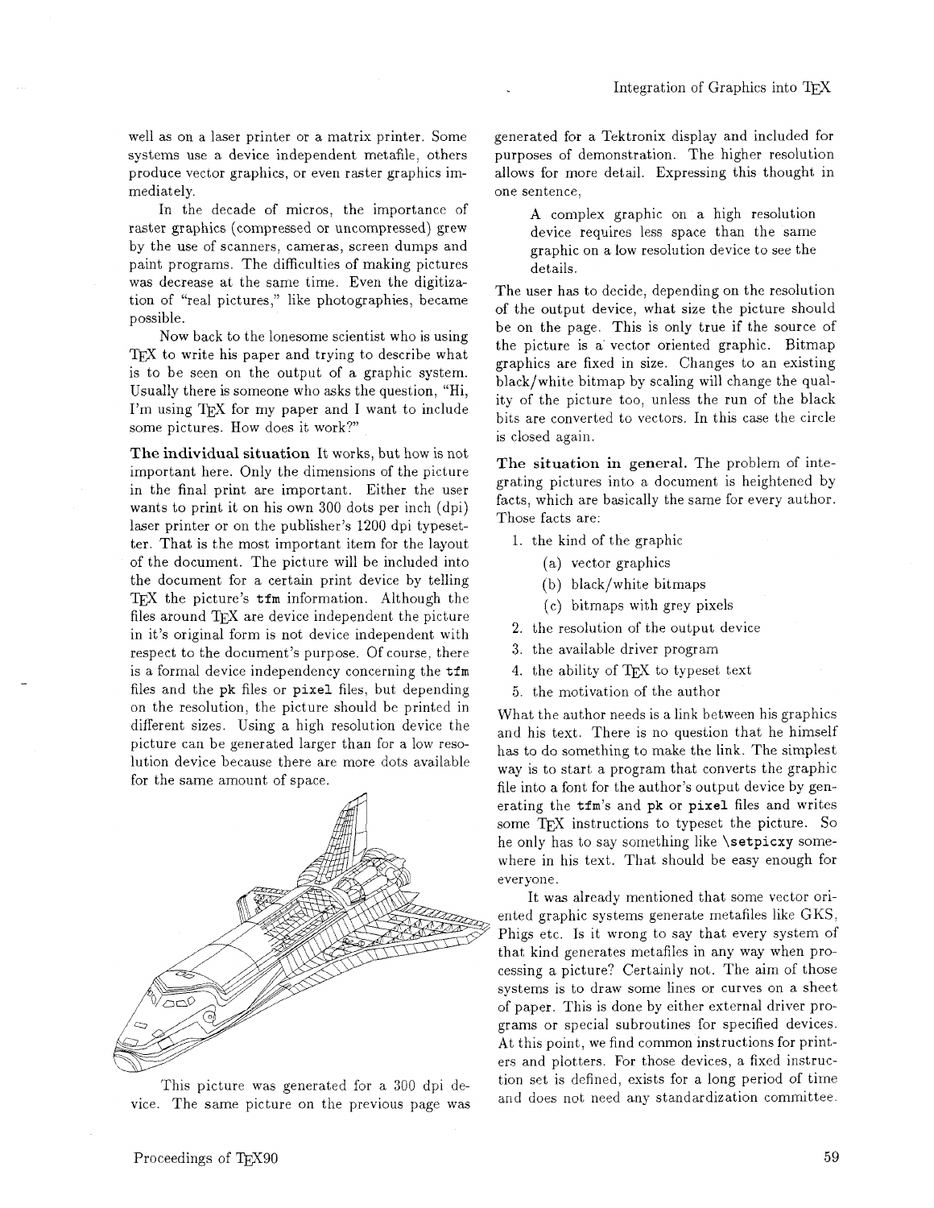well as on a laser printer or a matrix printer. Some systems use a device independent metafile, others produce vector graphics, or even raster graphics immediately.

In the decade of micros, the importance of raster graphics (compressed or uncompressed) grew by the use of scanners, cameras, screen dumps and paint programs. The difficulties of making pictures was decrease at the same time. Even the digitization of "real pictures," like photographies, became possible.

Now back to the lonesome scientist who is using TEX to write his paper and trying to describe what is to be seen on the output of a graphic system. Usually there is someone who asks the question, "Hi, I'm using TEX for my paper and I want to include some pictures. How does it work?"

**The individual situation** It works, but how is not important here. Only the dimensions of the picture in the final print are important. Either the user wants to print it on his own 300 dots per inch (dpi) laser printer or on the publisher's 1200 dpi typesetter. That is the most important item for the layout of the document. The picture will be included into the document for a certain print device by telling TEX the picture's `tfm` information. Although the files around TEX are device independent the picture in it's original form is not device independent with respect to the document's purpose. Of course, there is a formal device independency concerning the `tfm` files and the `pk` files or `pixel` files, but depending on the resolution, the picture should be printed in different sizes. Using a high resolution device the picture can be generated larger than for a low resolution device because there are more dots available for the same amount of space.

This picture was generated for a 300 dpi device. The same picture on the previous page was generated for a Tektronix display and included for purposes of demonstration. The higher resolution allows for more detail. Expressing this thought in one sentence,

> A complex graphic on a high resolution device requires less space than the same graphic on a low resolution device to see the details.

The user has to decide, depending on the resolution of the output device, what size the picture should be on the page. This is only true if the source of the picture is a vector oriented graphic. Bitmap graphics are fixed in size. Changes to an existing black/white bitmap by scaling will change the quality of the picture too, unless the run of the black bits are converted to vectors. In this case the circle is closed again.

**The situation in general.** The problem of integrating pictures into a document is heightened by facts, which are basically the same for every author. Those facts are:

1. the kind of the graphic
   (a) vector graphics
   (b) black/white bitmaps
   (c) bitmaps with grey pixels
2. the resolution of the output device
3. the available driver program
4. the ability of TEX to typeset text
5. the motivation of the author

What the author needs is a link between his graphics and his text. There is no question that he himself has to do something to make the link. The simplest way is to start a program that converts the graphic file into a font for the author's output device by generating the `tfm`'s and `pk` or `pixel` files and writes some TEX instructions to typeset the picture. So he only has to say something like `\setpicxy` somewhere in his text. That should be easy enough for everyone.

It was already mentioned that some vector oriented graphic systems generate metafiles like GKS, Phigs etc. Is it wrong to say that every system of that kind generates metafiles in any way when processing a picture? Certainly not. The aim of those systems is to draw some lines or curves on a sheet of paper. This is done by either external driver programs or special subroutines for specified devices. At this point, we find common instructions for printers and plotters. For those devices, a fixed instruction set is defined, exists for a long period of time and does not need any standardization committee.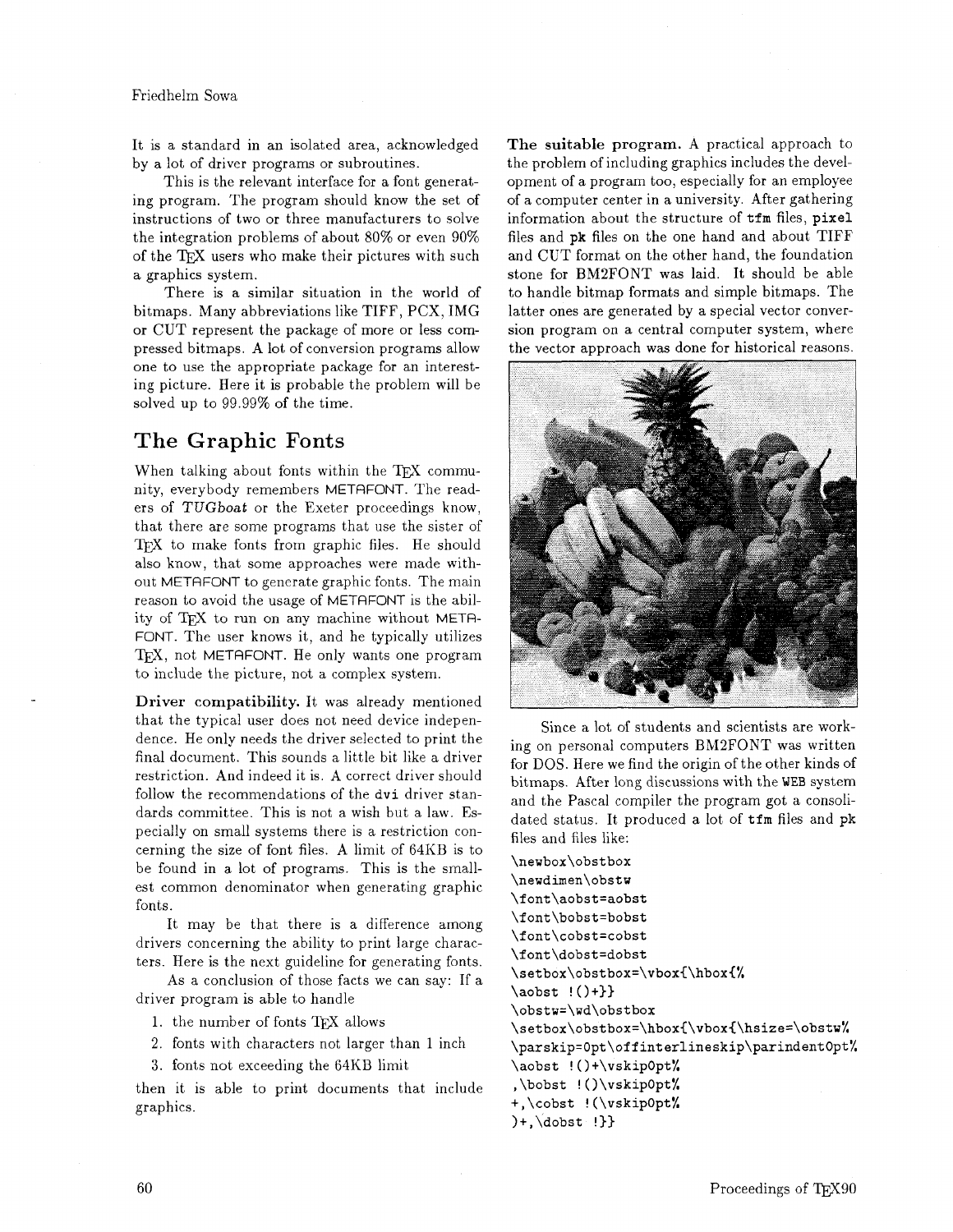It is a standard in an isolated area, acknowledged by a lot of driver programs or subroutines.

This is the relevant interface for a font generating program. The program should know the set of instructions of two or three manufacturers to solve the integration problems of about 80% or even 90% of the TeX users who make their pictures with such a graphics system.

There is a similar situation in the world of bitmaps. Many abbreviations like TIFF, PCX, IMG or CUT represent the package of more or less compressed bitmaps. A lot of conversion programs allow one to use the appropriate package for an interesting picture. Here it is probable the problem will be solved up to 99.99% of the time.

## The Graphic Fonts

When talking about fonts within the TeX community, everybody remembers METAFONT. The readers of *TUGboat* or the Exeter proceedings know, that there are some programs that use the sister of TeX to make fonts from graphic files. He should also know, that some approaches were made without METAFONT to generate graphic fonts. The main reason to avoid the usage of METAFONT is the ability of TeX to run on any machine without METAFONT. The user knows it, and he typically utilizes TeX, not METAFONT. He only wants one program to include the picture, not a complex system.

**Driver compatibility.** It was already mentioned that the typical user does not need device independence. He only needs the driver selected to print the final document. This sounds a little bit like a driver restriction. And indeed it is. A correct driver should follow the recommendations of the `dvi` driver standards committee. This is not a wish but a law. Especially on small systems there is a restriction concerning the size of font files. A limit of 64KB is to be found in a lot of programs. This is the smallest common denominator when generating graphic fonts.

It may be that there is a difference among drivers concerning the ability to print large characters. Here is the next guideline for generating fonts.

As a conclusion of those facts we can say: If a driver program is able to handle

1. the number of fonts TeX allows
2. fonts with characters not larger than 1 inch
3. fonts not exceeding the 64KB limit

then it is able to print documents that include graphics.

**The suitable program.** A practical approach to the problem of including graphics includes the development of a program too, especially for an employee of a computer center in a university. After gathering information about the structure of `tfm` files, `pixel` files and `pk` files on the one hand and about TIFF and CUT format on the other hand, the foundation stone for BM2FONT was laid. It should be able to handle bitmap formats and simple bitmaps. The latter ones are generated by a special vector conversion program on a central computer system, where the vector approach was done for historical reasons.

Since a lot of students and scientists are working on personal computers BM2FONT was written for DOS. Here we find the origin of the other kinds of bitmaps. After long discussions with the `WEB` system and the Pascal compiler the program got a consolidated status. It produced a lot of `tfm` files and `pk` files and files like:

```
\newbox\obstbox
\newdimen\obstw
\font\aobst=aobst
\font\bobst=bobst
\font\cobst=cobst
\font\dobst=dobst
\setbox\obstbox=\vbox{\hbox{%
\aobst !()+}}
\obstw=\wd\obstbox
\setbox\obstbox=\hbox{\vbox{\hsize=\obstw%
\parskip=0pt\offinterlineskip\parindent0pt%
\aobst !()+\vskip0pt%
,\bobst !()\vskip0pt%
+,\cobst !(\vskip0pt%
)+,\dobst !}}
```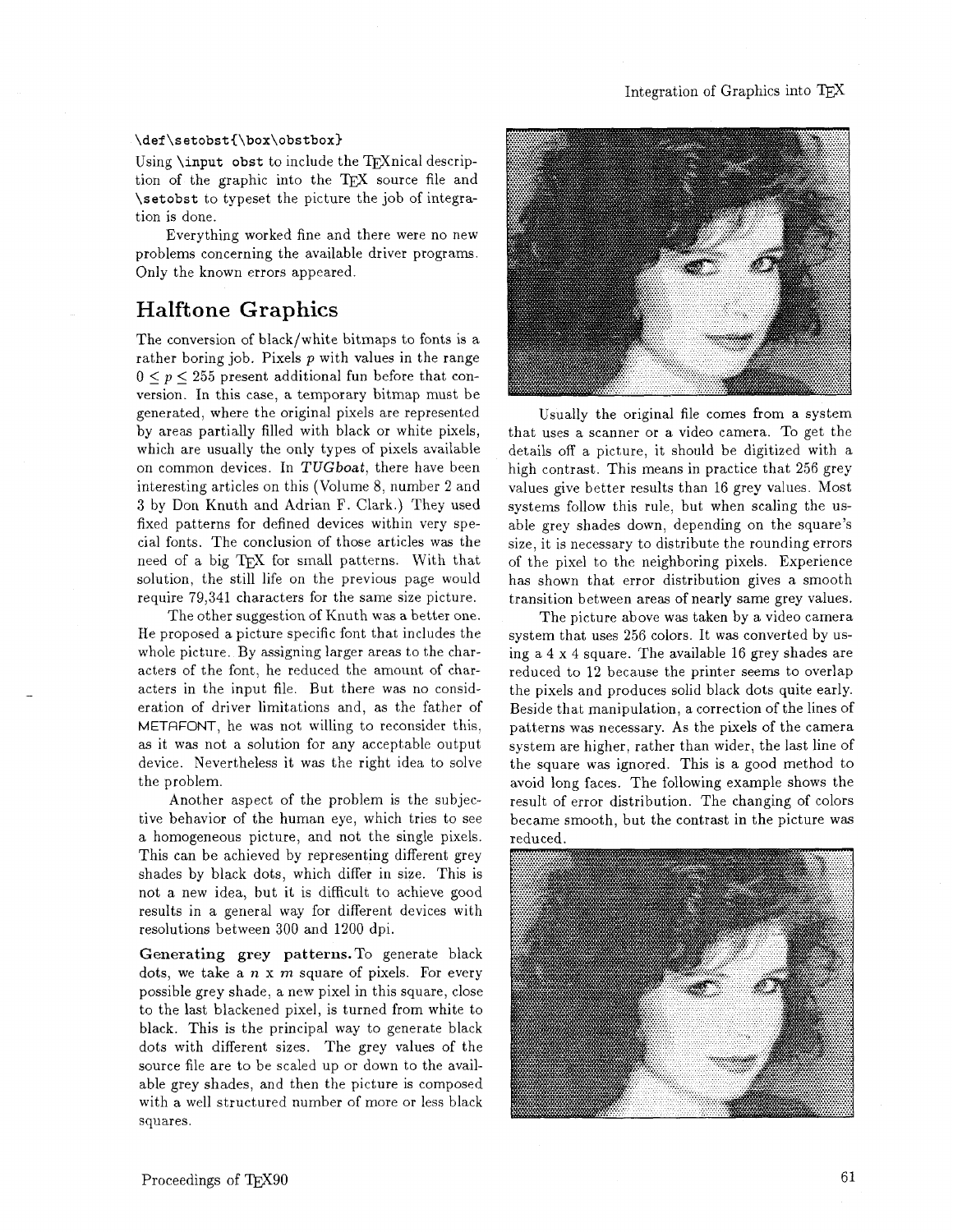```
\def\setobst{\box\obstbox}
```

Using `\input obst` to include the TEXnical description of the graphic into the TEX source file and `\setobst` to typeset the picture the job of integration is done.

Everything worked fine and there were no new problems concerning the available driver programs. Only the known errors appeared.

## Halftone Graphics

The conversion of black/white bitmaps to fonts is a rather boring job. Pixels $p$ with values in the range $0 \leq p \leq 255$ present additional fun before that conversion. In this case, a temporary bitmap must be generated, where the original pixels are represented by areas partially filled with black or white pixels, which are usually the only types of pixels available on common devices. In *TUGboat*, there have been interesting articles on this (Volume 8, number 2 and 3 by Don Knuth and Adrian F. Clark.) They used fixed patterns for defined devices within very special fonts. The conclusion of those articles was the need of a big TEX for small patterns. With that solution, the still life on the previous page would require 79,341 characters for the same size picture.

The other suggestion of Knuth was a better one. He proposed a picture specific font that includes the whole picture. By assigning larger areas to the characters of the font, he reduced the amount of characters in the input file. But there was no consideration of driver limitations and, as the father of METAFONT, he was not willing to reconsider this, as it was not a solution for any acceptable output device. Nevertheless it was the right idea to solve the problem.

Another aspect of the problem is the subjective behavior of the human eye, which tries to see a homogeneous picture, and not the single pixels. This can be achieved by representing different grey shades by black dots, which differ in size. This is not a new idea, but it is difficult to achieve good results in a general way for different devices with resolutions between 300 and 1200 dpi.

**Generating grey patterns.** To generate black dots, we take a $n$ x $m$ square of pixels. For every possible grey shade, a new pixel in this square, close to the last blackened pixel, is turned from white to black. This is the principal way to generate black dots with different sizes. The grey values of the source file are to be scaled up or down to the available grey shades, and then the picture is composed with a well structured number of more or less black squares.

Usually the original file comes from a system that uses a scanner or a video camera. To get the details off a picture, it should be digitized with a high contrast. This means in practice that 256 grey values give better results than 16 grey values. Most systems follow this rule, but when scaling the usable grey shades down, depending on the square's size, it is necessary to distribute the rounding errors of the pixel to the neighboring pixels. Experience has shown that error distribution gives a smooth transition between areas of nearly same grey values.

The picture above was taken by a video camera system that uses 256 colors. It was converted by using a 4 x 4 square. The available 16 grey shades are reduced to 12 because the printer seems to overlap the pixels and produces solid black dots quite early. Beside that manipulation, a correction of the lines of patterns was necessary. As the pixels of the camera system are higher, rather than wider, the last line of the square was ignored. This is a good method to avoid long faces. The following example shows the result of error distribution. The changing of colors became smooth, but the contrast in the picture was reduced.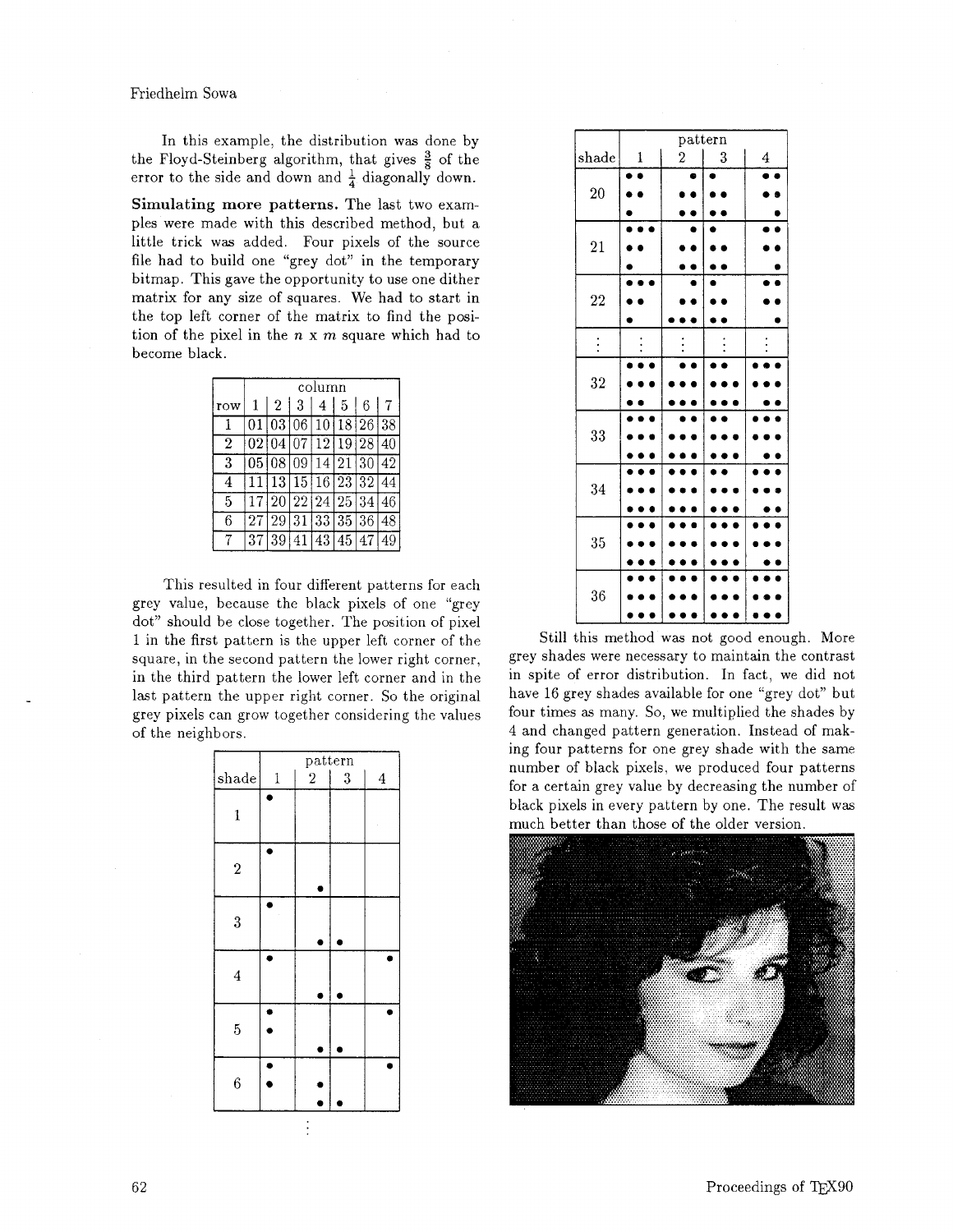In this example, the distribution was done by the Floyd-Steinberg algorithm, that gives $\frac{3}{8}$ of the error to the side and down and $\frac{1}{4}$ diagonally down.

**Simulating more patterns.** The last two examples were made with this described method, but a little trick was added. Four pixels of the source file had to build one "grey dot" in the temporary bitmap. This gave the opportunity to use one dither matrix for any size of squares. We had to start in the top left corner of the matrix to find the position of the pixel in the $n$ x $m$ square which had to become black.

| row | column 1 | 2 | 3 | 4 | 5 | 6 | 7 |
|---|---|---|---|---|---|---|---|
| 1 | 01 | 03 | 06 | 10 | 18 | 26 | 38 |
| 2 | 02 | 04 | 07 | 12 | 19 | 28 | 40 |
| 3 | 05 | 08 | 09 | 14 | 21 | 30 | 42 |
| 4 | 11 | 13 | 15 | 16 | 23 | 32 | 44 |
| 5 | 17 | 20 | 22 | 24 | 25 | 34 | 46 |
| 6 | 27 | 29 | 31 | 33 | 35 | 36 | 48 |
| 7 | 37 | 39 | 41 | 43 | 45 | 47 | 49 |

This resulted in four different patterns for each grey value, because the black pixels of one "grey dot" should be close together. The position of pixel 1 in the first pattern is the upper left corner of the square, in the second pattern the lower right corner, in the third pattern the lower left corner and in the last pattern the upper right corner. So the original grey pixels can grow together considering the values of the neighbors.

| shade | pattern 1 | 2 | 3 | 4 |
|---|---|---|---|---|
| 1 | • | | | |
| 2 | • | • | | |
| 3 | • | • | • | |
| 4 | • | • | • | • |
| 5 | • • | • | • | • |
| 6 | • • | • • | • | • |
| ⋮ | | | | |

| shade | pattern 1 | 2 | 3 | 4 |
|---|---|---|---|---|
| 20 | •• •• • | • •• •• | • •• •• | •• •• • |
| 21 | ••• •• • | • •• •• | • •• •• | •• •• • |
| 22 | ••• •• • | • •• ••• | • •• •• | •• •• • |
| ⋮ | ⋮ | ⋮ | ⋮ | ⋮ |
| 32 | ••• ••• •• | •• ••• ••• | •• ••• ••• | ••• ••• •• |
| 33 | ••• ••• ••• | •• ••• ••• | •• ••• ••• | ••• ••• •• |
| 34 | ••• ••• ••• | ••• ••• ••• | •• ••• ••• | ••• ••• •• |
| 35 | ••• ••• ••• | ••• ••• ••• | ••• ••• ••• | ••• ••• •• |
| 36 | ••• ••• ••• | ••• ••• ••• | ••• ••• ••• | ••• ••• ••• |

Still this method was not good enough. More grey shades were necessary to maintain the contrast in spite of error distribution. In fact, we did not have 16 grey shades available for one "grey dot" but four times as many. So, we multiplied the shades by 4 and changed pattern generation. Instead of making four patterns for one grey shade with the same number of black pixels, we produced four patterns for a certain grey value by decreasing the number of black pixels in every pattern by one. The result was much better than those of the older version.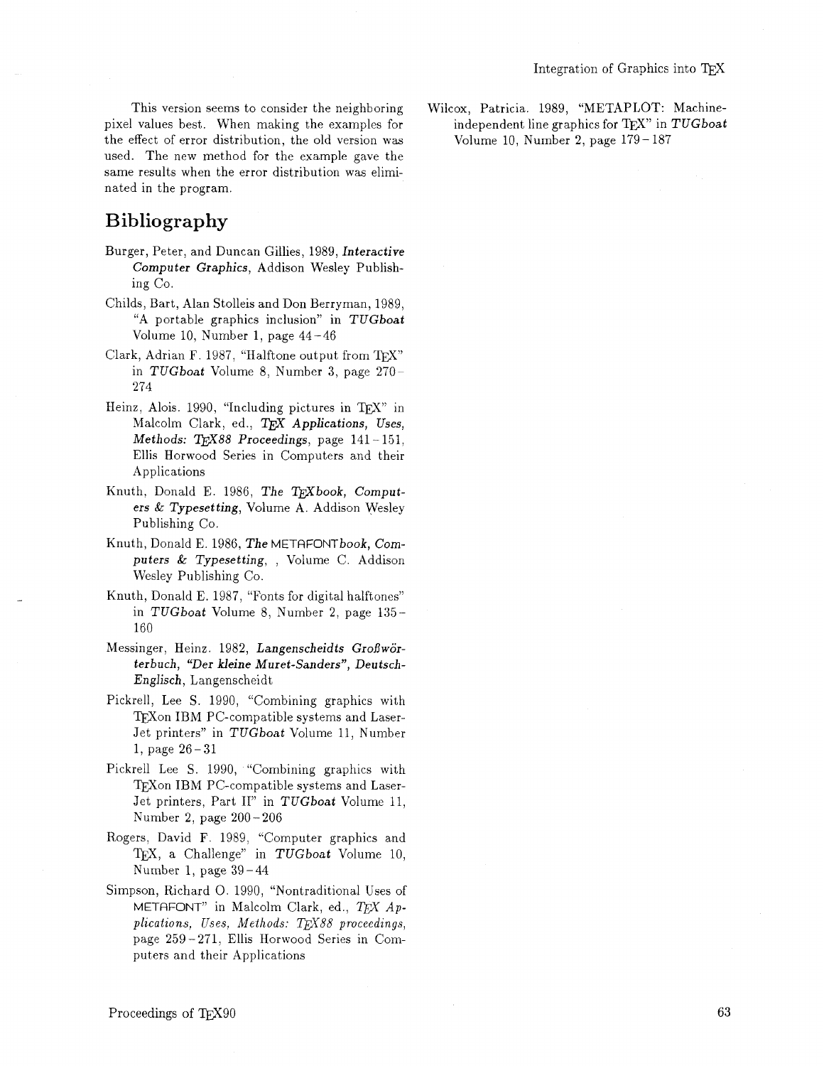This version seems to consider the neighboring pixel values best. When making the examples for the effect of error distribution, the old version was used. The new method for the example gave the same results when the error distribution was eliminated in the program.

## Bibliography

Burger, Peter, and Duncan Gillies, 1989, ***Interactive Computer Graphics***, Addison Wesley Publishing Co.

Childs, Bart, Alan Stolleis and Don Berryman, 1989, "A portable graphics inclusion" in *TUGboat* Volume 10, Number 1, page 44 – 46

Clark, Adrian F. 1987, "Halftone output from TEX" in *TUGboat* Volume 8, Number 3, page 270 – 274

Heinz, Alois. 1990, "Including pictures in TEX" in Malcolm Clark, ed., ***TEX Applications, Uses, Methods: TEX88 Proceedings***, page 141 – 151, Ellis Horwood Series in Computers and their Applications

Knuth, Donald E. 1986, ***The TEXbook, Computers & Typesetting***, Volume A. Addison Wesley Publishing Co.

Knuth, Donald E. 1986, ***The* METAFONT*book, Computers & Typesetting***, , Volume C. Addison Wesley Publishing Co.

Knuth, Donald E. 1987, "Fonts for digital halftones" in *TUGboat* Volume 8, Number 2, page 135 – 160

Messinger, Heinz. 1982, ***Langenscheidts Großwörterbuch, "Der kleine Muret-Sanders", Deutsch-Englisch***, Langenscheidt

Pickrell, Lee S. 1990, "Combining graphics with TEXon IBM PC-compatible systems and LaserJet printers" in *TUGboat* Volume 11, Number 1, page 26 – 31

Pickrell Lee S. 1990, "Combining graphics with TEXon IBM PC-compatible systems and LaserJet printers, Part II" in *TUGboat* Volume 11, Number 2, page 200 – 206

Rogers, David F. 1989, "Computer graphics and TEX, a Challenge" in *TUGboat* Volume 10, Number 1, page 39 – 44

Simpson, Richard O. 1990, "Nontraditional Uses of METAFONT" in Malcolm Clark, ed., *TEX Applications, Uses, Methods: TEX88 proceedings*, page 259 – 271, Ellis Horwood Series in Computers and their Applications

Wilcox, Patricia. 1989, "METAPLOT: Machine-independent line graphics for TEX" in *TUGboat* Volume 10, Number 2, page 179 – 187